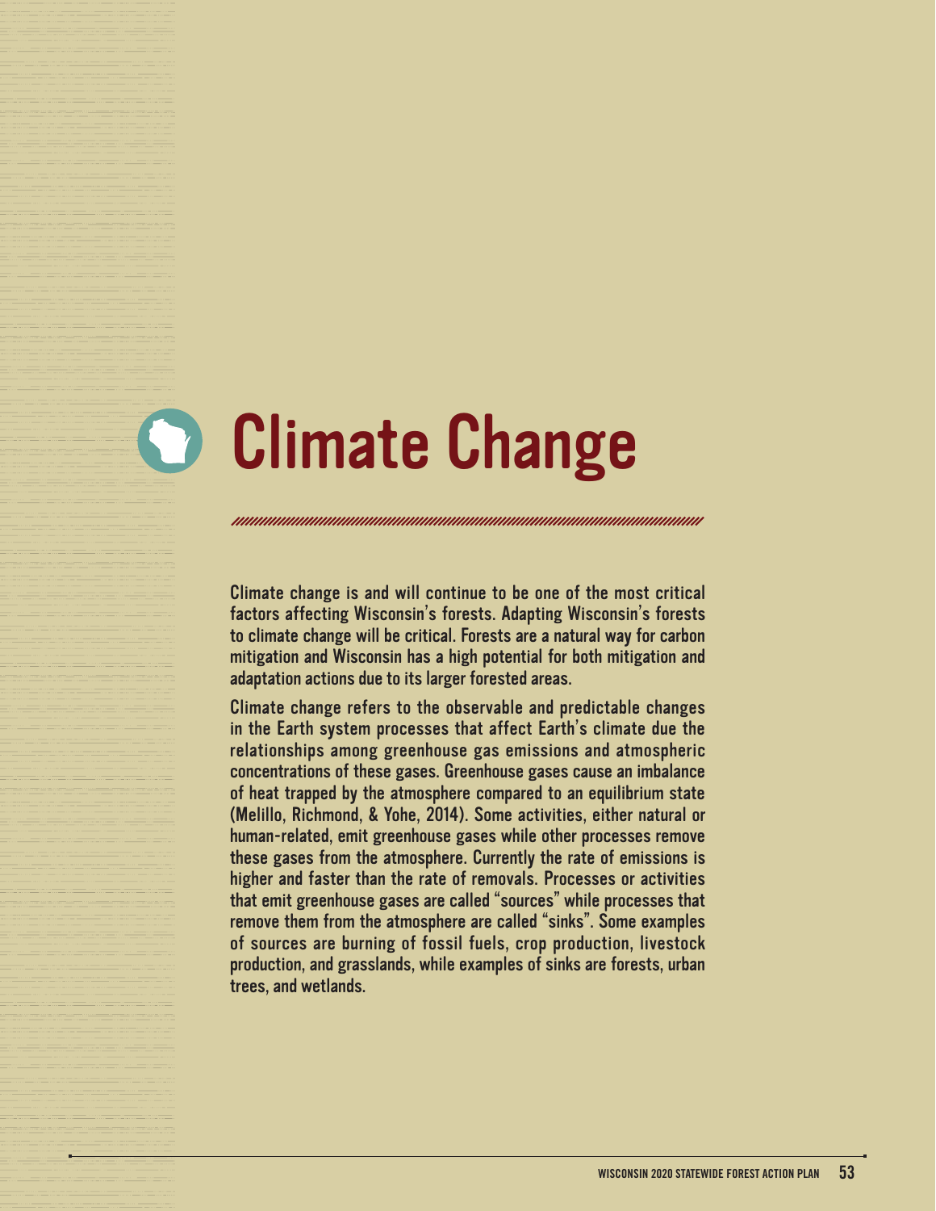# Climate Change

Climate change is and will continue to be one of the most critical factors affecting Wisconsin's forests. Adapting Wisconsin's forests to climate change will be critical. Forests are a natural way for carbon mitigation and Wisconsin has a high potential for both mitigation and adaptation actions due to its larger forested areas.

Climate change refers to the observable and predictable changes in the Earth system processes that affect Earth's climate due the relationships among greenhouse gas emissions and atmospheric concentrations of these gases. Greenhouse gases cause an imbalance of heat trapped by the atmosphere compared to an equilibrium state (Melillo, Richmond, & Yohe, 2014). Some activities, either natural or human-related, emit greenhouse gases while other processes remove these gases from the atmosphere. Currently the rate of emissions is higher and faster than the rate of removals. Processes or activities that emit greenhouse gases are called "sources" while processes that remove them from the atmosphere are called "sinks". Some examples of sources are burning of fossil fuels, crop production, livestock production, and grasslands, while examples of sinks are forests, urban trees, and wetlands.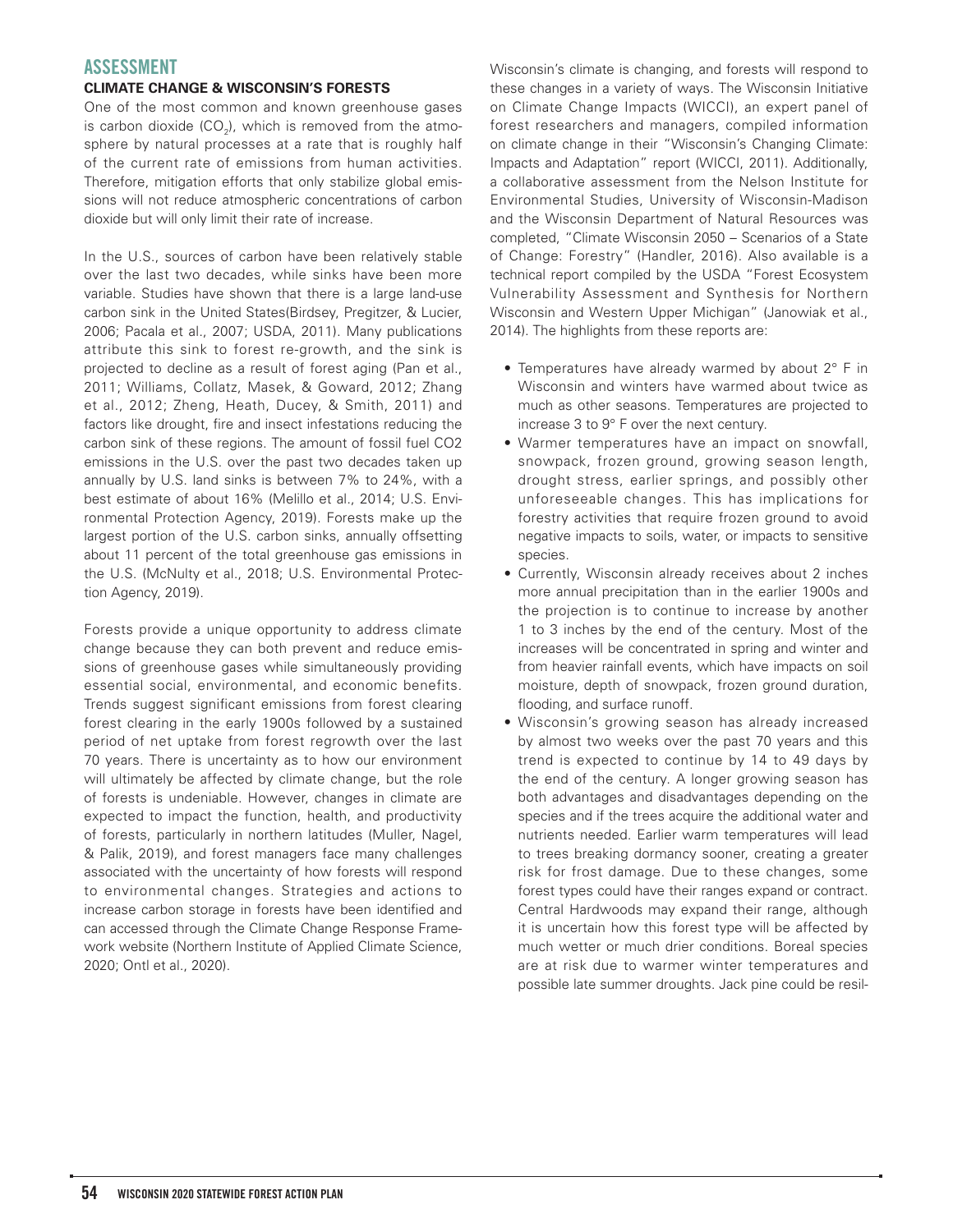## ASSESSMENT

### CLIMATE CHANGE & WISCONSIN'S FORESTS

One of the most common and known greenhouse gases is carbon dioxide ($CO_2$), which is removed from the atmosphere by natural processes at a rate that is roughly half of the current rate of emissions from human activities. Therefore, mitigation efforts that only stabilize global emissions will not reduce atmospheric concentrations of carbon dioxide but will only limit their rate of increase.

In the U.S., sources of carbon have been relatively stable over the last two decades, while sinks have been more variable. Studies have shown that there is a large land-use carbon sink in the United States(Birdsey, Pregitzer, & Lucier, 2006; Pacala et al., 2007; USDA, 2011). Many publications attribute this sink to forest re-growth, and the sink is projected to decline as a result of forest aging (Pan et al., 2011; Williams, Collatz, Masek, & Goward, 2012; Zhang et al., 2012; Zheng, Heath, Ducey, & Smith, 2011) and factors like drought, fire and insect infestations reducing the carbon sink of these regions. The amount of fossil fuel CO2 emissions in the U.S. over the past two decades taken up annually by U.S. land sinks is between 7% to 24%, with a best estimate of about 16% (Melillo et al., 2014; U.S. Environmental Protection Agency, 2019). Forests make up the largest portion of the U.S. carbon sinks, annually offsetting about 11 percent of the total greenhouse gas emissions in the U.S. (McNulty et al., 2018; U.S. Environmental Protection Agency, 2019).

Forests provide a unique opportunity to address climate change because they can both prevent and reduce emissions of greenhouse gases while simultaneously providing essential social, environmental, and economic benefits. Trends suggest significant emissions from forest clearing forest clearing in the early 1900s followed by a sustained period of net uptake from forest regrowth over the last 70 years. There is uncertainty as to how our environment will ultimately be affected by climate change, but the role of forests is undeniable. However, changes in climate are expected to impact the function, health, and productivity of forests, particularly in northern latitudes (Muller, Nagel, & Palik, 2019), and forest managers face many challenges associated with the uncertainty of how forests will respond to environmental changes. Strategies and actions to increase carbon storage in forests have been identified and can accessed through the Climate Change Response Framework website (Northern Institute of Applied Climate Science, 2020; Ontl et al., 2020).

Wisconsin's climate is changing, and forests will respond to these changes in a variety of ways. The Wisconsin Initiative on Climate Change Impacts (WICCI), an expert panel of forest researchers and managers, compiled information on climate change in their "Wisconsin's Changing Climate: Impacts and Adaptation" report (WICCI, 2011). Additionally, a collaborative assessment from the Nelson Institute for Environmental Studies, University of Wisconsin-Madison and the Wisconsin Department of Natural Resources was completed, "Climate Wisconsin 2050 – Scenarios of a State of Change: Forestry" (Handler, 2016). Also available is a technical report compiled by the USDA "Forest Ecosystem Vulnerability Assessment and Synthesis for Northern Wisconsin and Western Upper Michigan" (Janowiak et al., 2014). The highlights from these reports are:

- Temperatures have already warmed by about 2° F in Wisconsin and winters have warmed about twice as much as other seasons. Temperatures are projected to increase 3 to 9° F over the next century.
- Warmer temperatures have an impact on snowfall, snowpack, frozen ground, growing season length, drought stress, earlier springs, and possibly other unforeseeable changes. This has implications for forestry activities that require frozen ground to avoid negative impacts to soils, water, or impacts to sensitive species.
- Currently, Wisconsin already receives about 2 inches more annual precipitation than in the earlier 1900s and the projection is to continue to increase by another 1 to 3 inches by the end of the century. Most of the increases will be concentrated in spring and winter and from heavier rainfall events, which have impacts on soil moisture, depth of snowpack, frozen ground duration, flooding, and surface runoff.
- Wisconsin's growing season has already increased by almost two weeks over the past 70 years and this trend is expected to continue by 14 to 49 days by the end of the century. A longer growing season has both advantages and disadvantages depending on the species and if the trees acquire the additional water and nutrients needed. Earlier warm temperatures will lead to trees breaking dormancy sooner, creating a greater risk for frost damage. Due to these changes, some forest types could have their ranges expand or contract. Central Hardwoods may expand their range, although it is uncertain how this forest type will be affected by much wetter or much drier conditions. Boreal species are at risk due to warmer winter temperatures and possible late summer droughts. Jack pine could be resil-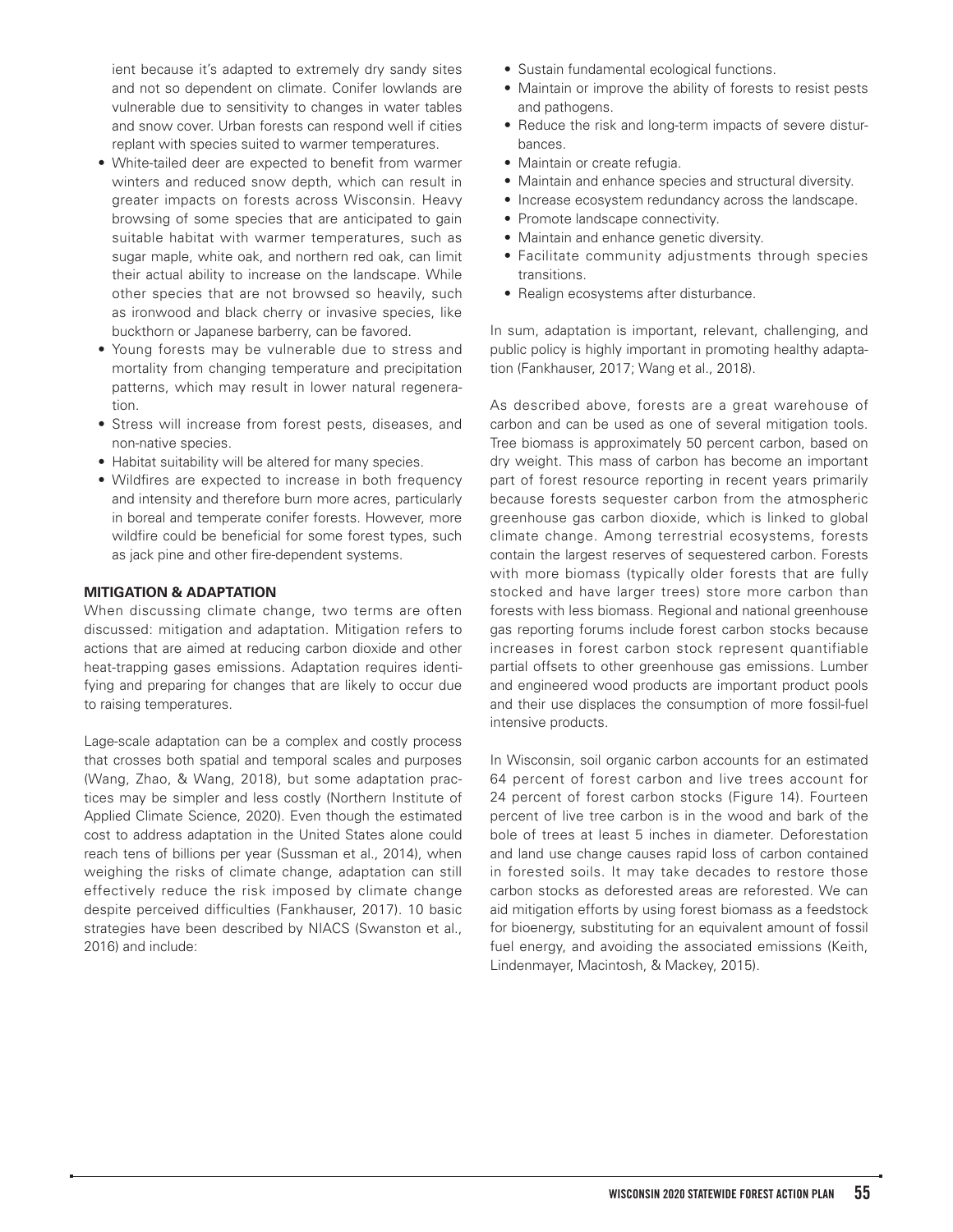ient because it's adapted to extremely dry sandy sites and not so dependent on climate. Conifer lowlands are vulnerable due to sensitivity to changes in water tables and snow cover. Urban forests can respond well if cities replant with species suited to warmer temperatures.

- White-tailed deer are expected to benefit from warmer winters and reduced snow depth, which can result in greater impacts on forests across Wisconsin. Heavy browsing of some species that are anticipated to gain suitable habitat with warmer temperatures, such as sugar maple, white oak, and northern red oak, can limit their actual ability to increase on the landscape. While other species that are not browsed so heavily, such as ironwood and black cherry or invasive species, like buckthorn or Japanese barberry, can be favored.
- Young forests may be vulnerable due to stress and mortality from changing temperature and precipitation patterns, which may result in lower natural regeneration.
- Stress will increase from forest pests, diseases, and non-native species.
- Habitat suitability will be altered for many species.
- Wildfires are expected to increase in both frequency and intensity and therefore burn more acres, particularly in boreal and temperate conifer forests. However, more wildfire could be beneficial for some forest types, such as jack pine and other fire-dependent systems.

**MITIGATION & ADAPTATION**

When discussing climate change, two terms are often discussed: mitigation and adaptation. Mitigation refers to actions that are aimed at reducing carbon dioxide and other heat-trapping gases emissions. Adaptation requires identifying and preparing for changes that are likely to occur due to raising temperatures.

Lage-scale adaptation can be a complex and costly process that crosses both spatial and temporal scales and purposes (Wang, Zhao, & Wang, 2018), but some adaptation practices may be simpler and less costly (Northern Institute of Applied Climate Science, 2020). Even though the estimated cost to address adaptation in the United States alone could reach tens of billions per year (Sussman et al., 2014), when weighing the risks of climate change, adaptation can still effectively reduce the risk imposed by climate change despite perceived difficulties (Fankhauser, 2017). 10 basic strategies have been described by NIACS (Swanston et al., 2016) and include:

- Sustain fundamental ecological functions.
- Maintain or improve the ability of forests to resist pests and pathogens.
- Reduce the risk and long-term impacts of severe disturbances.
- Maintain or create refugia.
- Maintain and enhance species and structural diversity.
- Increase ecosystem redundancy across the landscape.
- Promote landscape connectivity.
- Maintain and enhance genetic diversity.
- Facilitate community adjustments through species transitions.
- Realign ecosystems after disturbance.

In sum, adaptation is important, relevant, challenging, and public policy is highly important in promoting healthy adaptation (Fankhauser, 2017; Wang et al., 2018).

As described above, forests are a great warehouse of carbon and can be used as one of several mitigation tools. Tree biomass is approximately 50 percent carbon, based on dry weight. This mass of carbon has become an important part of forest resource reporting in recent years primarily because forests sequester carbon from the atmospheric greenhouse gas carbon dioxide, which is linked to global climate change. Among terrestrial ecosystems, forests contain the largest reserves of sequestered carbon. Forests with more biomass (typically older forests that are fully stocked and have larger trees) store more carbon than forests with less biomass. Regional and national greenhouse gas reporting forums include forest carbon stocks because increases in forest carbon stock represent quantifiable partial offsets to other greenhouse gas emissions. Lumber and engineered wood products are important product pools and their use displaces the consumption of more fossil-fuel intensive products.

In Wisconsin, soil organic carbon accounts for an estimated 64 percent of forest carbon and live trees account for 24 percent of forest carbon stocks (Figure 14). Fourteen percent of live tree carbon is in the wood and bark of the bole of trees at least 5 inches in diameter. Deforestation and land use change causes rapid loss of carbon contained in forested soils. It may take decades to restore those carbon stocks as deforested areas are reforested. We can aid mitigation efforts by using forest biomass as a feedstock for bioenergy, substituting for an equivalent amount of fossil fuel energy, and avoiding the associated emissions (Keith, Lindenmayer, Macintosh, & Mackey, 2015).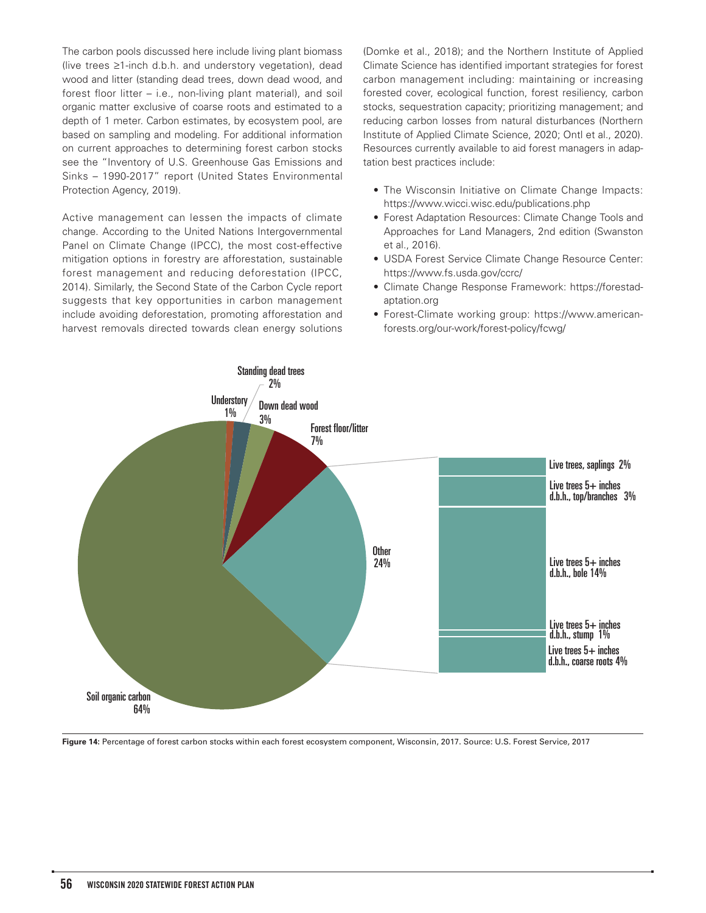The carbon pools discussed here include living plant biomass (live trees ≥1-inch d.b.h. and understory vegetation), dead wood and litter (standing dead trees, down dead wood, and forest floor litter – i.e., non-living plant material), and soil organic matter exclusive of coarse roots and estimated to a depth of 1 meter. Carbon estimates, by ecosystem pool, are based on sampling and modeling. For additional information on current approaches to determining forest carbon stocks see the "Inventory of U.S. Greenhouse Gas Emissions and Sinks – 1990-2017" report (United States Environmental Protection Agency, 2019).

Active management can lessen the impacts of climate change. According to the United Nations Intergovernmental Panel on Climate Change (IPCC), the most cost-effective mitigation options in forestry are afforestation, sustainable forest management and reducing deforestation (IPCC, 2014). Similarly, the Second State of the Carbon Cycle report suggests that key opportunities in carbon management include avoiding deforestation, promoting afforestation and harvest removals directed towards clean energy solutions (Domke et al., 2018); and the Northern Institute of Applied Climate Science has identified important strategies for forest carbon management including: maintaining or increasing forested cover, ecological function, forest resiliency, carbon stocks, sequestration capacity; prioritizing management; and reducing carbon losses from natural disturbances (Northern Institute of Applied Climate Science, 2020; Ontl et al., 2020). Resources currently available to aid forest managers in adaptation best practices include:

- The Wisconsin Initiative on Climate Change Impacts: https://www.wicci.wisc.edu/publications.php
- Forest Adaptation Resources: Climate Change Tools and Approaches for Land Managers, 2nd edition (Swanston et al., 2016).
- USDA Forest Service Climate Change Resource Center: https://www.fs.usda.gov/ccrc/
- Climate Change Response Framework: https://forestadaptation.org
- Forest-Climate working group: https://www.americanforests.org/our-work/forest-policy/fcwg/

| Forest ecosystem component | Percentage |
|---|---|
| Soil organic carbon | 64% |
| Other | 24% |
| – Live trees, saplings | 2% |
| – Live trees 5+ inches d.b.h., top/branches | 3% |
| – Live trees 5+ inches d.b.h., bole | 14% |
| – Live trees 5+ inches d.b.h., stump | 1% |
| – Live trees 5+ inches d.b.h., coarse roots | 4% |
| Forest floor/litter | 7% |
| Down dead wood | 3% |
| Standing dead trees | 2% |
| Understory | 1% |

**Figure 14:** Percentage of forest carbon stocks within each forest ecosystem component, Wisconsin, 2017. Source: U.S. Forest Service, 2017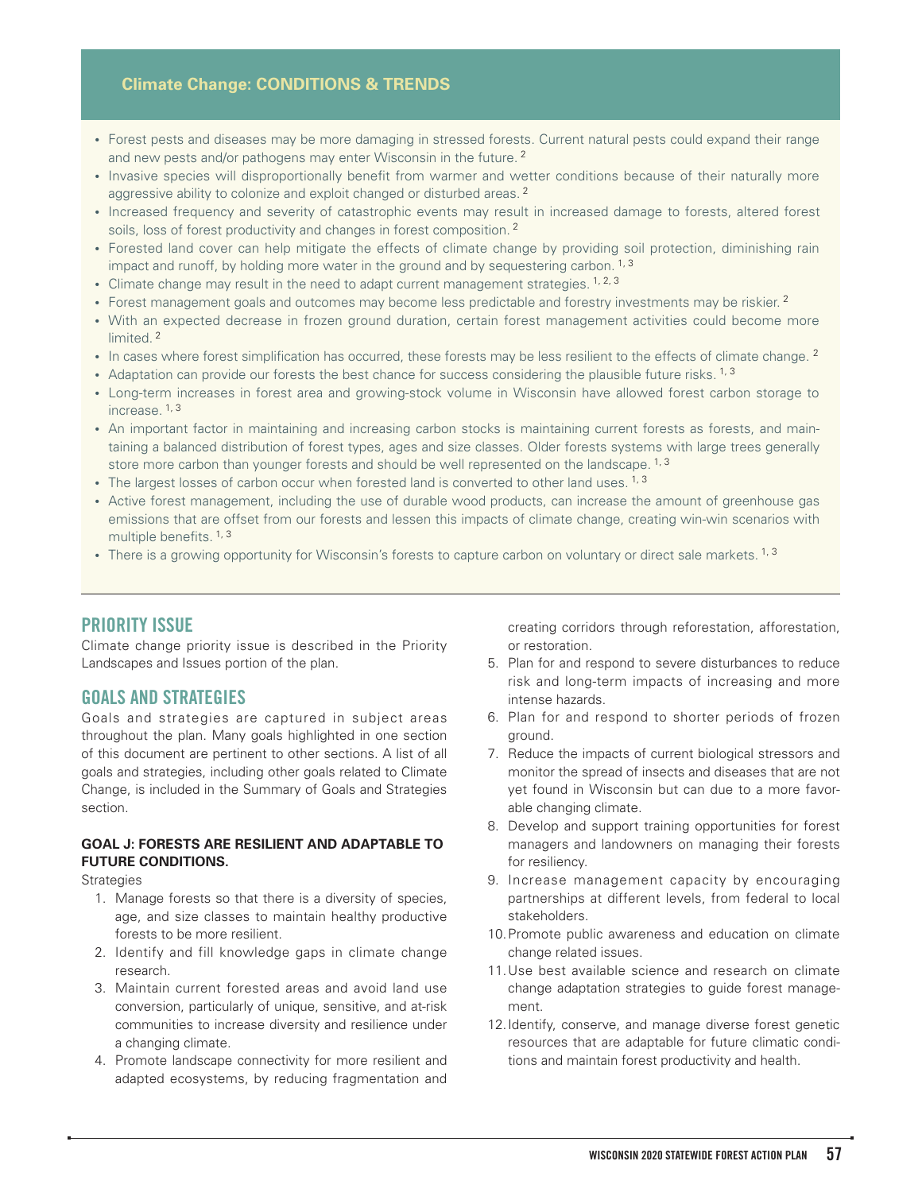## Climate Change: CONDITIONS & TRENDS

- Forest pests and diseases may be more damaging in stressed forests. Current natural pests could expand their range and new pests and/or pathogens may enter Wisconsin in the future. [2]
- Invasive species will disproportionally benefit from warmer and wetter conditions because of their naturally more aggressive ability to colonize and exploit changed or disturbed areas. [2]
- Increased frequency and severity of catastrophic events may result in increased damage to forests, altered forest soils, loss of forest productivity and changes in forest composition. [2]
- Forested land cover can help mitigate the effects of climate change by providing soil protection, diminishing rain impact and runoff, by holding more water in the ground and by sequestering carbon. [1, 3]
- Climate change may result in the need to adapt current management strategies. [1, 2, 3]
- Forest management goals and outcomes may become less predictable and forestry investments may be riskier. [2]
- With an expected decrease in frozen ground duration, certain forest management activities could become more limited. [2]
- In cases where forest simplification has occurred, these forests may be less resilient to the effects of climate change. [2]
- Adaptation can provide our forests the best chance for success considering the plausible future risks. [1, 3]
- Long-term increases in forest area and growing-stock volume in Wisconsin have allowed forest carbon storage to increase. [1, 3]
- An important factor in maintaining and increasing carbon stocks is maintaining current forests as forests, and maintaining a balanced distribution of forest types, ages and size classes. Older forests systems with large trees generally store more carbon than younger forests and should be well represented on the landscape. [1, 3]
- The largest losses of carbon occur when forested land is converted to other land uses. [1, 3]
- Active forest management, including the use of durable wood products, can increase the amount of greenhouse gas emissions that are offset from our forests and lessen this impacts of climate change, creating win-win scenarios with multiple benefits. [1, 3]
- There is a growing opportunity for Wisconsin's forests to capture carbon on voluntary or direct sale markets. [1, 3]

## PRIORITY ISSUE

Climate change priority issue is described in the Priority Landscapes and Issues portion of the plan.

## GOALS AND STRATEGIES

Goals and strategies are captured in subject areas throughout the plan. Many goals highlighted in one section of this document are pertinent to other sections. A list of all goals and strategies, including other goals related to Climate Change, is included in the Summary of Goals and Strategies section.

### GOAL J: FORESTS ARE RESILIENT AND ADAPTABLE TO FUTURE CONDITIONS.

Strategies

1. Manage forests so that there is a diversity of species, age, and size classes to maintain healthy productive forests to be more resilient.
2. Identify and fill knowledge gaps in climate change research.
3. Maintain current forested areas and avoid land use conversion, particularly of unique, sensitive, and at-risk communities to increase diversity and resilience under a changing climate.
4. Promote landscape connectivity for more resilient and adapted ecosystems, by reducing fragmentation and creating corridors through reforestation, afforestation, or restoration.
5. Plan for and respond to severe disturbances to reduce risk and long-term impacts of increasing and more intense hazards.
6. Plan for and respond to shorter periods of frozen ground.
7. Reduce the impacts of current biological stressors and monitor the spread of insects and diseases that are not yet found in Wisconsin but can due to a more favorable changing climate.
8. Develop and support training opportunities for forest managers and landowners on managing their forests for resiliency.
9. Increase management capacity by encouraging partnerships at different levels, from federal to local stakeholders.
10. Promote public awareness and education on climate change related issues.
11. Use best available science and research on climate change adaptation strategies to guide forest management.
12. Identify, conserve, and manage diverse forest genetic resources that are adaptable for future climatic conditions and maintain forest productivity and health.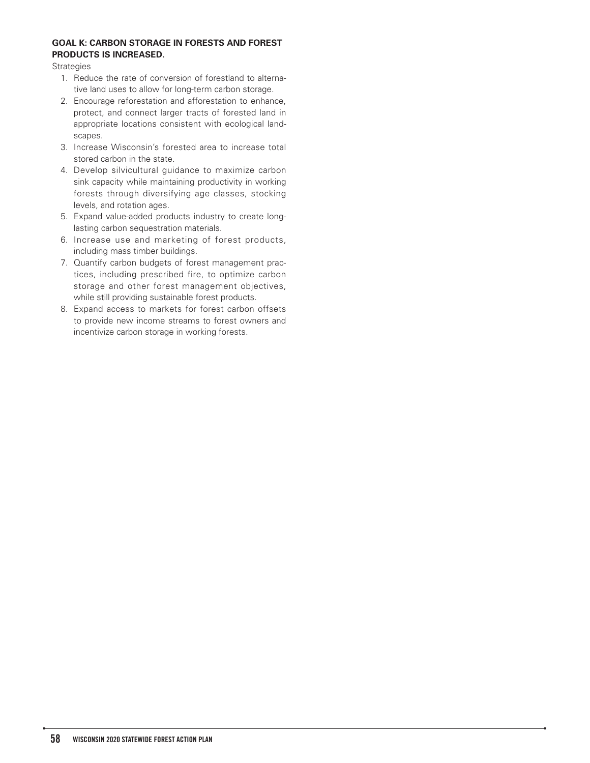**GOAL K: CARBON STORAGE IN FORESTS AND FOREST PRODUCTS IS INCREASED.**

Strategies

1. Reduce the rate of conversion of forestland to alternative land uses to allow for long-term carbon storage.
2. Encourage reforestation and afforestation to enhance, protect, and connect larger tracts of forested land in appropriate locations consistent with ecological landscapes.
3. Increase Wisconsin's forested area to increase total stored carbon in the state.
4. Develop silvicultural guidance to maximize carbon sink capacity while maintaining productivity in working forests through diversifying age classes, stocking levels, and rotation ages.
5. Expand value-added products industry to create long-lasting carbon sequestration materials.
6. Increase use and marketing of forest products, including mass timber buildings.
7. Quantify carbon budgets of forest management practices, including prescribed fire, to optimize carbon storage and other forest management objectives, while still providing sustainable forest products.
8. Expand access to markets for forest carbon offsets to provide new income streams to forest owners and incentivize carbon storage in working forests.